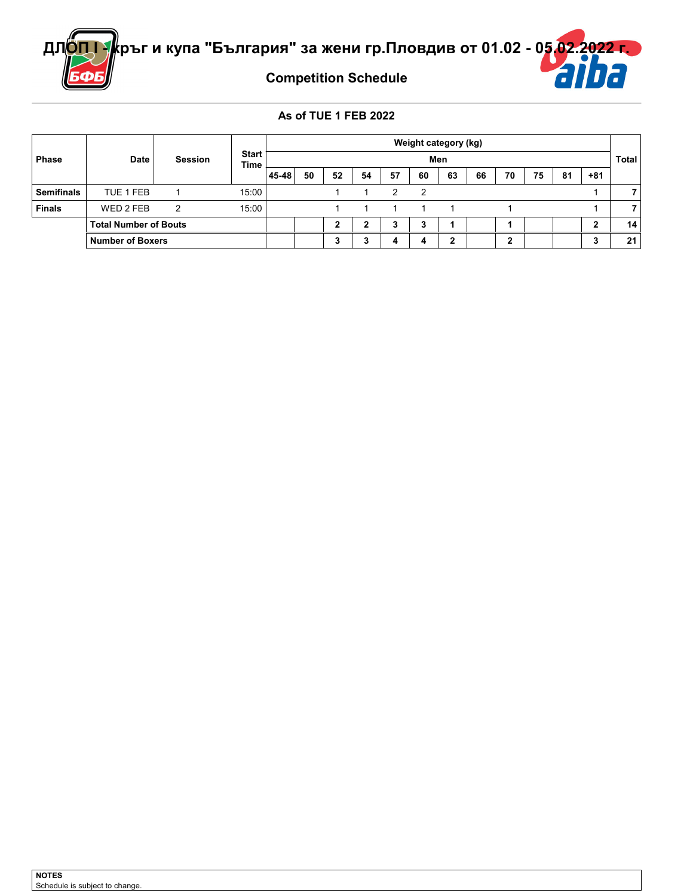# ДЛОП I - кръг и купа "България" за жени гр.Пловдив от 01.02 - 05.02.2022 г.

## Competition Schedule

### As of TUE 1 FEB 2022

| Phase | Date | Session | Start Time | Weight category (kg) | | | | | | | | | | | | Total |
|---|---|---|---|---|---|---|---|---|---|---|---|---|---|---|---|---|
| | | | | Men | | | | | | | | | | | | |
| | | | | 45-48 | 50 | 52 | 54 | 57 | 60 | 63 | 66 | 70 | 75 | 81 | +81 | |
| **Semifinals** | TUE 1 FEB | 1 | 15:00 | | | 1 | 1 | 2 | 2 | | | | | | 1 | **7** |
| **Finals** | WED 2 FEB | 2 | 15:00 | | | 1 | 1 | 1 | 1 | 1 | | 1 | | | 1 | **7** |
| | **Total Number of Bouts** | | | | | **2** | **2** | **3** | **3** | **1** | | **1** | | | **2** | **14** |
| | **Number of Boxers** | | | | | **3** | **3** | **4** | **4** | **2** | | **2** | | | **3** | **21** |

**NOTES**
Schedule is subject to change.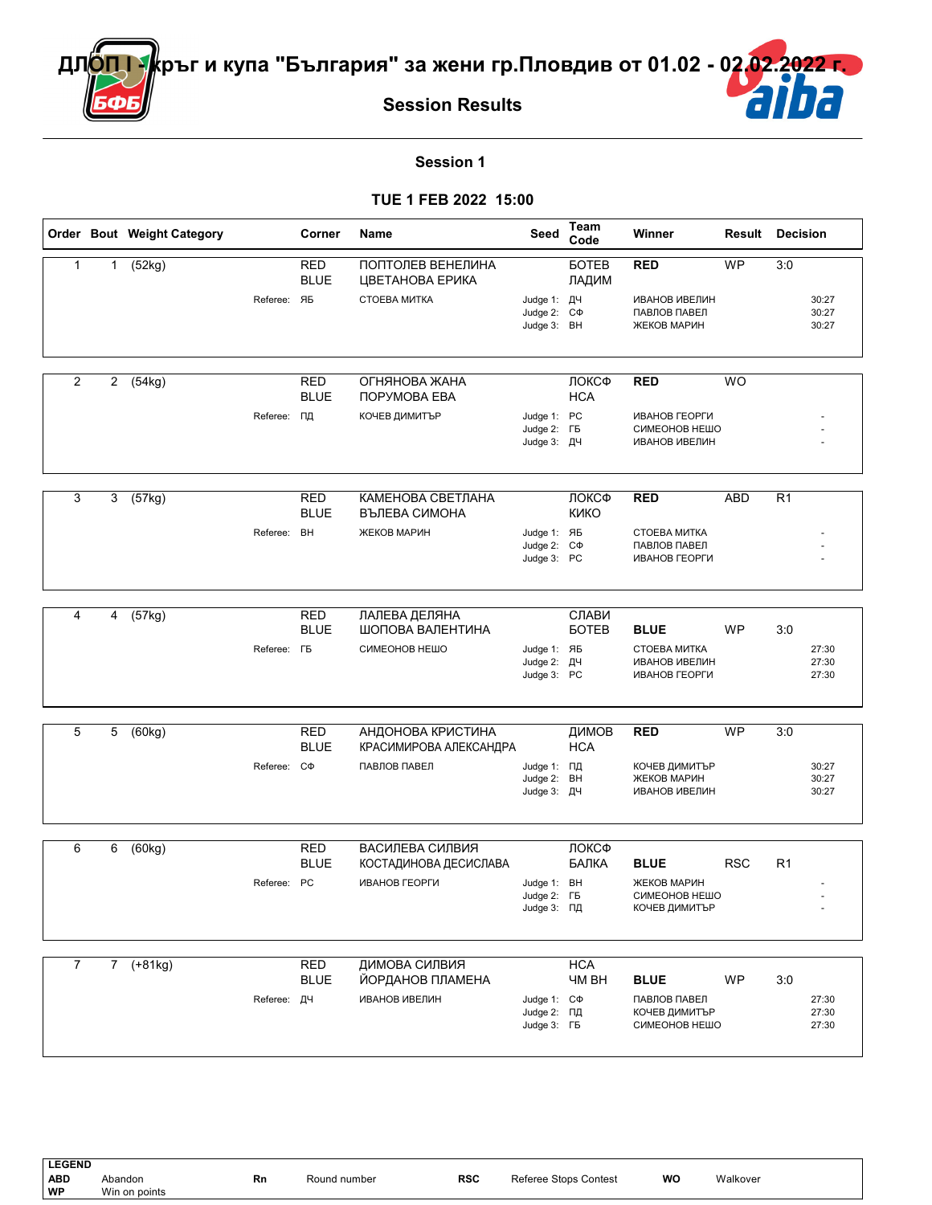# ДЛОП I - кръг и купа "България" за жени гр.Пловдив от 01.02 - 02.02.2022 г.

## Session Results

### Session 1

### TUE 1 FEB 2022 15:00

| Order | Bout | Weight Category | Corner | Name | Seed | Team Code | Winner | Result | Decision |
|---|---|---|---|---|---|---|---|---|---|
| 1 | 1 | (52kg) | RED | ПОПТОЛЕВ ВЕНЕЛИНА | | БОТЕВ | **RED** | WP | 3:0 |
| | | | BLUE | ЦВЕТАНОВА ЕРИКА | | ЛАДИМ | | | |
| | | Referee: | ЯБ | СТОЕВА МИТКА | Judge 1: | ДЧ | ИВАНОВ ИВЕЛИН | | 30:27 |
| | | | | | Judge 2: | СФ | ПАВЛОВ ПАВЕЛ | | 30:27 |
| | | | | | Judge 3: | ВН | ЖЕКОВ МАРИН | | 30:27 |
| 2 | 2 | (54kg) | RED | ОГНЯНОВА ЖАНА | | ЛОКСФ | **RED** | WO | |
| | | | BLUE | ПОРУМОВА ЕВА | | НСА | | | |
| | | Referee: | ПД | КОЧЕВ ДИМИТЪР | Judge 1: | РС | ИВАНОВ ГЕОРГИ | | - |
| | | | | | Judge 2: | ГБ | СИМЕОНОВ НЕШО | | - |
| | | | | | Judge 3: | ДЧ | ИВАНОВ ИВЕЛИН | | - |
| 3 | 3 | (57kg) | RED | КАМЕНОВА СВЕТЛАНА | | ЛОКСФ | **RED** | ABD | R1 |
| | | | BLUE | ВЪЛЕВА СИМОНА | | КИКО | | | |
| | | Referee: | ВН | ЖЕКОВ МАРИН | Judge 1: | ЯБ | СТОЕВА МИТКА | | - |
| | | | | | Judge 2: | СФ | ПАВЛОВ ПАВЕЛ | | - |
| | | | | | Judge 3: | РС | ИВАНОВ ГЕОРГИ | | - |
| 4 | 4 | (57kg) | RED | ЛАЛЕВА ДЕЛЯНА | | СЛАВИ | | | |
| | | | BLUE | ШОПОВА ВАЛЕНТИНА | | БОТЕВ | **BLUE** | WP | 3:0 |
| | | Referee: | ГБ | СИМЕОНОВ НЕШО | Judge 1: | ЯБ | СТОЕВА МИТКА | | 27:30 |
| | | | | | Judge 2: | ДЧ | ИВАНОВ ИВЕЛИН | | 27:30 |
| | | | | | Judge 3: | РС | ИВАНОВ ГЕОРГИ | | 27:30 |
| 5 | 5 | (60kg) | RED | АНДОНОВА КРИСТИНА | | ДИМОВ | **RED** | WP | 3:0 |
| | | | BLUE | КРАСИМИРОВА АЛЕКСАНДРА | | НСА | | | |
| | | Referee: | СФ | ПАВЛОВ ПАВЕЛ | Judge 1: | ПД | КОЧЕВ ДИМИТЪР | | 30:27 |
| | | | | | Judge 2: | ВН | ЖЕКОВ МАРИН | | 30:27 |
| | | | | | Judge 3: | ДЧ | ИВАНОВ ИВЕЛИН | | 30:27 |
| 6 | 6 | (60kg) | RED | ВАСИЛЕВА СИЛВИЯ | | ЛОКСФ | | | |
| | | | BLUE | КОСТАДИНОВА ДЕСИСЛАВА | | БАЛКА | **BLUE** | RSC | R1 |
| | | Referee: | РС | ИВАНОВ ГЕОРГИ | Judge 1: | ВН | ЖЕКОВ МАРИН | | - |
| | | | | | Judge 2: | ГБ | СИМЕОНОВ НЕШО | | - |
| | | | | | Judge 3: | ПД | КОЧЕВ ДИМИТЪР | | - |
| 7 | 7 | (+81kg) | RED | ДИМОВА СИЛВИЯ | | НСА | | | |
| | | | BLUE | ЙОРДАНОВ ПЛАМЕНА | | ЧМ ВН | **BLUE** | WP | 3:0 |
| | | Referee: | ДЧ | ИВАНОВ ИВЕЛИН | Judge 1: | СФ | ПАВЛОВ ПАВЕЛ | | 27:30 |
| | | | | | Judge 2: | ПД | КОЧЕВ ДИМИТЪР | | 27:30 |
| | | | | | Judge 3: | ГБ | СИМЕОНОВ НЕШО | | 27:30 |

**LEGEND**

| | | | | | | | |
|---|---|---|---|---|---|---|---|
| **ABD** | Abandon | **Rn** | Round number | **RSC** | Referee Stops Contest | **WO** | Walkover |
| **WP** | Win on points | | | | | | |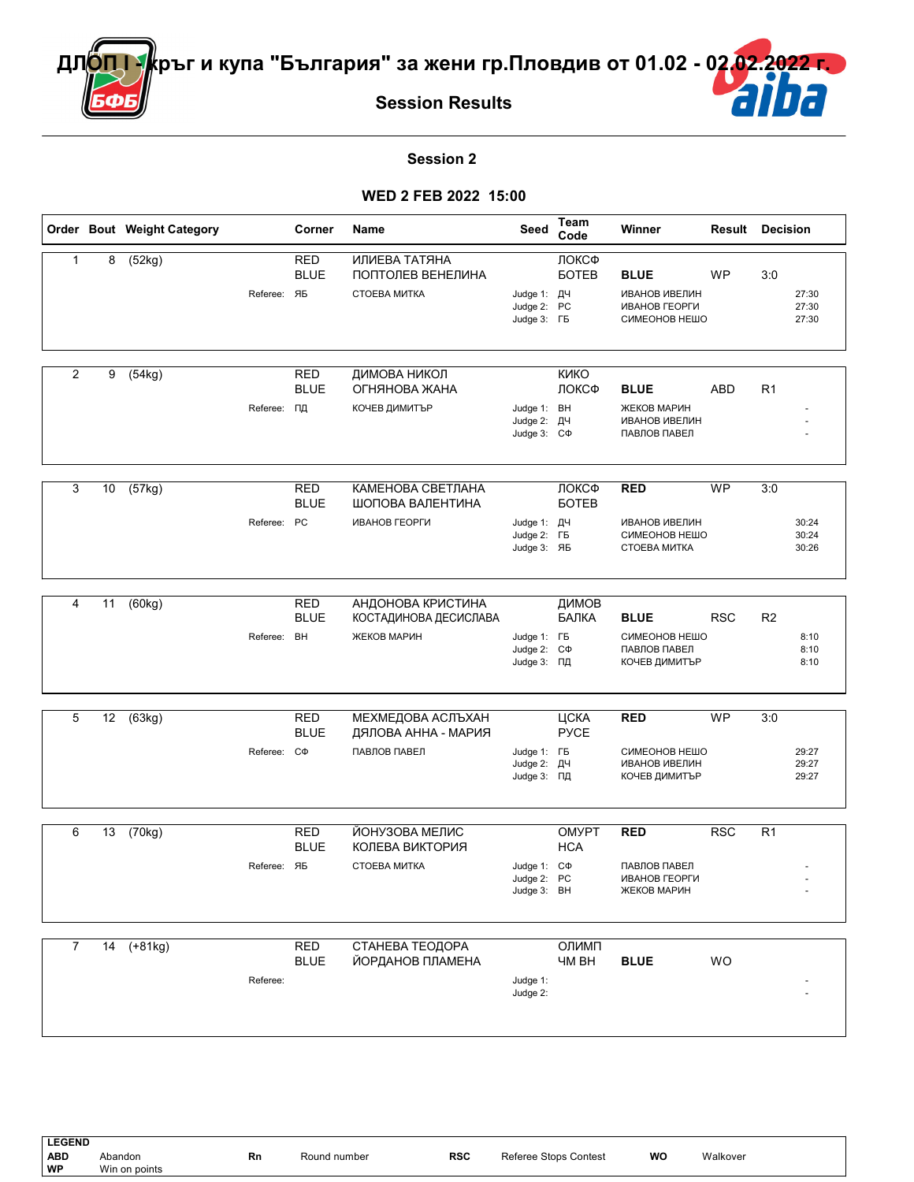# ДЛОП I - кръг и купа "България" за жени гр.Пловдив от 01.02 - 02.02.2022 г.

## Session Results

### Session 2

### WED 2 FEB 2022 15:00

| Order | Bout | Weight Category | Corner | Name | Seed | Team Code | Winner | Result | Decision |
|---|---|---|---|---|---|---|---|---|---|
| 1 | 8 | (52kg) | RED | ИЛИЕВА ТАТЯНА | | ЛОКСФ | | | |
| | | | BLUE | ПОПТОЛЕВ ВЕНЕЛИНА | | БОТЕВ | **BLUE** | WP | 3:0 |
| | | Referee: | ЯБ | СТОЕВА МИТКА | Judge 1: | ДЧ | ИВАНОВ ИВЕЛИН | | 27:30 |
| | | | | | Judge 2: | РС | ИВАНОВ ГЕОРГИ | | 27:30 |
| | | | | | Judge 3: | ГБ | СИМЕОНОВ НЕШО | | 27:30 |
| 2 | 9 | (54kg) | RED | ДИМОВА НИКОЛ | | КИКО | | | |
| | | | BLUE | ОГНЯНОВА ЖАНА | | ЛОКСФ | **BLUE** | ABD | R1 |
| | | Referee: | ПД | КОЧЕВ ДИМИТЪР | Judge 1: | ВН | ЖЕКОВ МАРИН | | - |
| | | | | | Judge 2: | ДЧ | ИВАНОВ ИВЕЛИН | | - |
| | | | | | Judge 3: | СФ | ПАВЛОВ ПАВЕЛ | | - |
| 3 | 10 | (57kg) | RED | КАМЕНОВА СВЕТЛАНА | | ЛОКСФ | **RED** | WP | 3:0 |
| | | | BLUE | ШОПОВА ВАЛЕНТИНА | | БОТЕВ | | | |
| | | Referee: | РС | ИВАНОВ ГЕОРГИ | Judge 1: | ДЧ | ИВАНОВ ИВЕЛИН | | 30:24 |
| | | | | | Judge 2: | ГБ | СИМЕОНОВ НЕШО | | 30:24 |
| | | | | | Judge 3: | ЯБ | СТОЕВА МИТКА | | 30:26 |
| 4 | 11 | (60kg) | RED | АНДОНОВА КРИСТИНА | | ДИМОВ | | | |
| | | | BLUE | КОСТАДИНОВА ДЕСИСЛАВА | | БАЛКА | **BLUE** | RSC | R2 |
| | | Referee: | ВН | ЖЕКОВ МАРИН | Judge 1: | ГБ | СИМЕОНОВ НЕШО | | 8:10 |
| | | | | | Judge 2: | СФ | ПАВЛОВ ПАВЕЛ | | 8:10 |
| | | | | | Judge 3: | ПД | КОЧЕВ ДИМИТЪР | | 8:10 |
| 5 | 12 | (63kg) | RED | МЕХМЕДОВА АСЛЪХАН | | ЦСКА | **RED** | WP | 3:0 |
| | | | BLUE | ДЯЛОВА АННА - МАРИЯ | | РУСЕ | | | |
| | | Referee: | СФ | ПАВЛОВ ПАВЕЛ | Judge 1: | ГБ | СИМЕОНОВ НЕШО | | 29:27 |
| | | | | | Judge 2: | ДЧ | ИВАНОВ ИВЕЛИН | | 29:27 |
| | | | | | Judge 3: | ПД | КОЧЕВ ДИМИТЪР | | 29:27 |
| 6 | 13 | (70kg) | RED | ЙОНУЗОВА МЕЛИС | | ОМУРТ | **RED** | RSC | R1 |
| | | | BLUE | КОЛЕВА ВИКТОРИЯ | | НСА | | | |
| | | Referee: | ЯБ | СТОЕВА МИТКА | Judge 1: | СФ | ПАВЛОВ ПАВЕЛ | | - |
| | | | | | Judge 2: | РС | ИВАНОВ ГЕОРГИ | | - |
| | | | | | Judge 3: | ВН | ЖЕКОВ МАРИН | | - |
| 7 | 14 | (+81kg) | RED | СТАНЕВА ТЕОДОРА | | ОЛИМП | | | |
| | | | BLUE | ЙОРДАНОВ ПЛАМЕНА | | ЧМ ВН | **BLUE** | WO | |
| | | Referee: | | | Judge 1: | | | | - |
| | | | | | Judge 2: | | | | - |

**LEGEND**

| | | | | | | | |
|---|---|---|---|---|---|---|---|
| **ABD** | Abandon | **Rn** | Round number | **RSC** | Referee Stops Contest | **WO** | Walkover |
| **WP** | Win on points | | | | | | |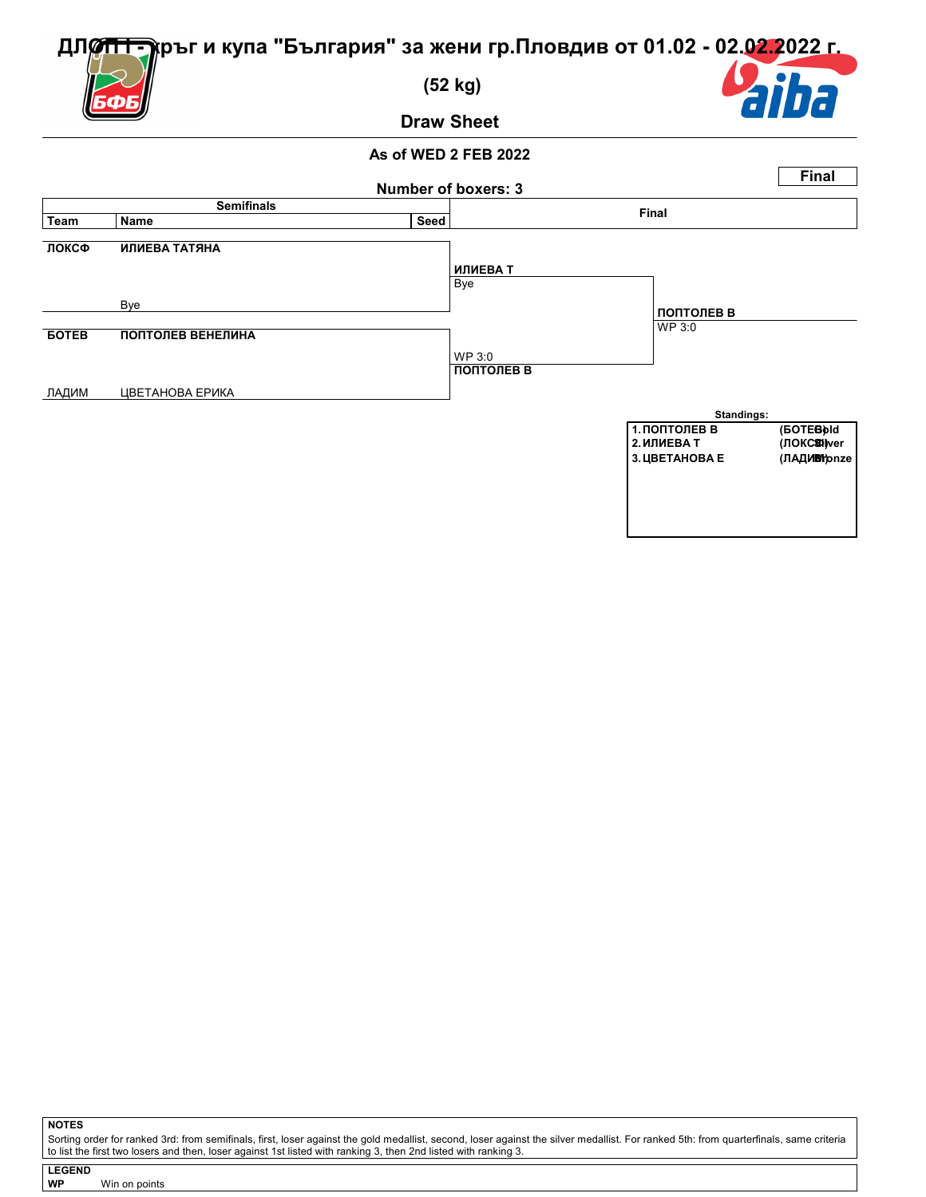# ДЛОП I - кръг и купа "България" за жени гр.Пловдив от 01.02 - 02.02.2022 г.

## (52 kg)

## Draw Sheet

**As of WED 2 FEB 2022**

**Final**

**Number of boxers: 3**

| Semifinals | | | Final | |
|---|---|---|---|---|
| **Team** | **Name** | **Seed** | | |
| **ЛОКСФ** | **ИЛИЕВА ТАТЯНА** | | **ИЛИЕВА Т** | |
| | Bye | | Bye | **ПОПТОЛЕВ В** |
| **БОТЕВ** | **ПОПТОЛЕВ ВЕНЕЛИНА** | | | WP 3:0 |
| ЛАДИМ | ЦВЕТАНОВА ЕРИКА | | WP 3:0 **ПОПТОЛЕВ В** | |

**Standings:**

| | | |
|---|---|---|
| 1. ПОПТОЛЕВ В | (БОТЕВ) | Gold |
| 2. ИЛИЕВА Т | (ЛОКСФ) | Silver |
| 3. ЦВЕТАНОВА Е | (ЛАДИМ) | Bronze |

**NOTES**

Sorting order for ranked 3rd: from semifinals, first, loser against the gold medallist, second, loser against the silver medallist. For ranked 5th: from quarterfinals, same criteria to list the first two losers and then, loser against 1st listed with ranking 3, then 2nd listed with ranking 3.

**LEGEND**

**WP** Win on points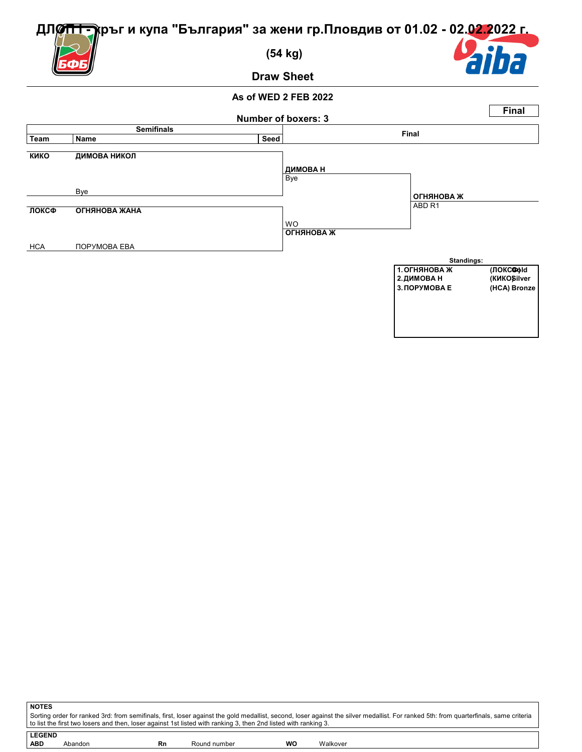# ДЛОП I - кръг и купа "България" за жени гр.Пловдив от 01.02 - 02.02.2022 г.

## (54 kg)

## Draw Sheet

**As of WED 2 FEB 2022**

**Final**

**Number of boxers: 3**

| Team | Name | Seed |
|---|---|---|
| **КИКО** | **ДИМОВА НИКОЛ** | |
| | Bye | |
| **ЛОКСФ** | **ОГНЯНОВА ЖАНА** | |
| НСА | ПОРУМОВА ЕВА | |

**Semifinals**

- **ДИМОВА Н** — Bye
- WO — **ОГНЯНОВА Ж**

**Final**

- **ОГНЯНОВА Ж** — ABD R1

**Standings:**

| | | | |
|---|---|---|---|
| 1. | ОГНЯНОВА Ж | (ЛОКСФ) | Gold |
| 2. | ДИМОВА Н | (КИКО) | Silver |
| 3. | ПОРУМОВА Е | (НСА) | Bronze |

**NOTES**

Sorting order for ranked 3rd: from semifinals, first, loser against the gold medallist, second, loser against the silver medallist. For ranked 5th: from quarterfinals, same criteria to list the first two losers and then, loser against 1st listed with ranking 3, then 2nd listed with ranking 3.

**LEGEND**

| | | | | | |
|---|---|---|---|---|---|
| **ABD** | Abandon | **Rn** | Round number | **WO** | Walkover |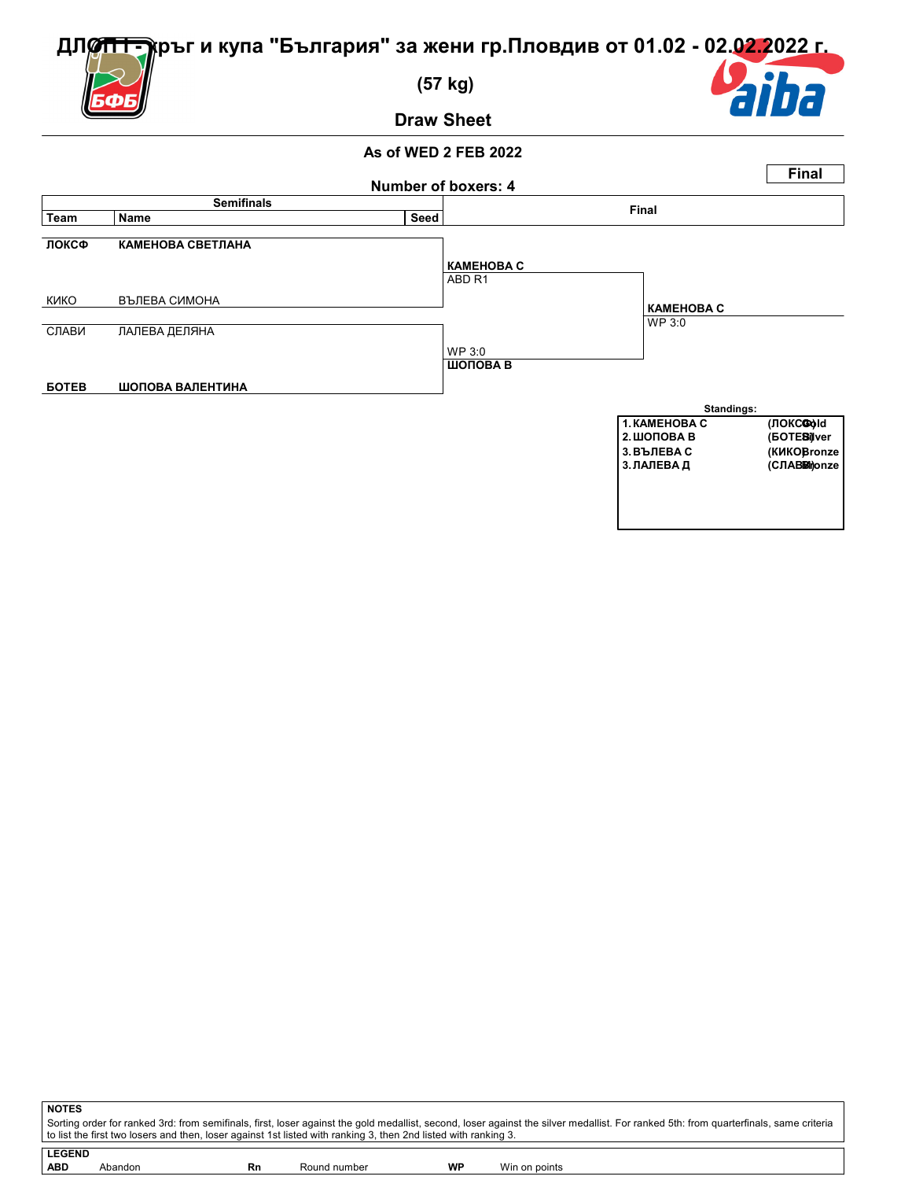# ДЛОП I - кръг и купа "България" за жени гр.Пловдив от 01.02 - 02.02.2022 г.

## (57 kg)

## Draw Sheet

**As of WED 2 FEB 2022**

**Final**

**Number of boxers: 4**

| Team | Name | Seed | Semifinals result | Final |
|---|---|---|---|---|
| **ЛОКСФ** | **КАМЕНОВА СВЕТЛАНА** | | **КАМЕНОВА С** ABD R1 | **КАМЕНОВА С** WP 3:0 |
| КИКО | ВЪЛЕВА СИМОНА | | | |
| СЛАВИ | ЛАЛЕВА ДЕЛЯНА | | WP 3:0 **ШОПОВА В** | |
| **БОТЕВ** | **ШОПОВА ВАЛЕНТИНА** | | | |

**Standings:**

| | | |
|---|---|---|
| 1. КАМЕНОВА С | (ЛОКСФ) | Gold |
| 2. ШОПОВА В | (БОТЕВ) | Silver |
| 3. ВЪЛЕВА С | (КИКО) | Bronze |
| 3. ЛАЛЕВА Д | (СЛАВИ) | Bronze |

**NOTES**

Sorting order for ranked 3rd: from semifinals, first, loser against the gold medallist, second, loser against the silver medallist. For ranked 5th: from quarterfinals, same criteria to list the first two losers and then, loser against 1st listed with ranking 3, then 2nd listed with ranking 3.

**LEGEND**

| | | | | | |
|---|---|---|---|---|---|
| **ABD** | Abandon | **Rn** | Round number | **WP** | Win on points |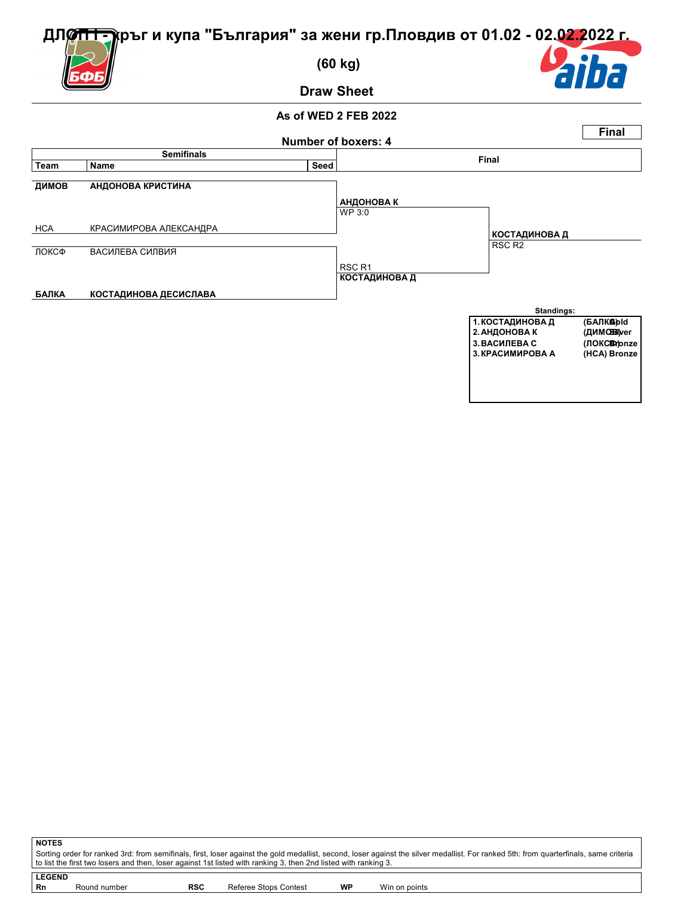# ДЛОП I - кръг и купа "България" за жени гр.Пловдив от 01.02 - 02.02.2022 г.

## (60 kg)

## Draw Sheet

As of WED 2 FEB 2022

**Final**

Number of boxers: 4

| Team | Name | Seed |
|---|---|---|
| **ДИМОВ** | **АНДОНОВА КРИСТИНА** | |
| НСА | КРАСИМИРОВА АЛЕКСАНДРА | |
| ЛОКСФ | ВАСИЛЕВА СИЛВИЯ | |
| **БАЛКА** | **КОСТАДИНОВА ДЕСИСЛАВА** | |

**Semifinals**

- **АНДОНОВА К** — WP 3:0
- **КОСТАДИНОВА Д** — RSC R1

**Final**

- **КОСТАДИНОВА Д** — RSC R2

**Standings:**

| | | |
|---|---|---|
| 1. КОСТАДИНОВА Д | (БАЛКА) | Gold |
| 2. АНДОНОВА К | (ДИМОВ) | Silver |
| 3. ВАСИЛЕВА С | (ЛОКСФ) | Bronze |
| 3. КРАСИМИРОВА А | (НСА) | Bronze |

**NOTES**

Sorting order for ranked 3rd: from semifinals, first, loser against the gold medallist, second, loser against the silver medallist. For ranked 5th: from quarterfinals, same criteria to list the first two losers and then, loser against 1st listed with ranking 3, then 2nd listed with ranking 3.

**LEGEND**

| | | | | | |
|---|---|---|---|---|---|
| **Rn** | Round number | **RSC** | Referee Stops Contest | **WP** | Win on points |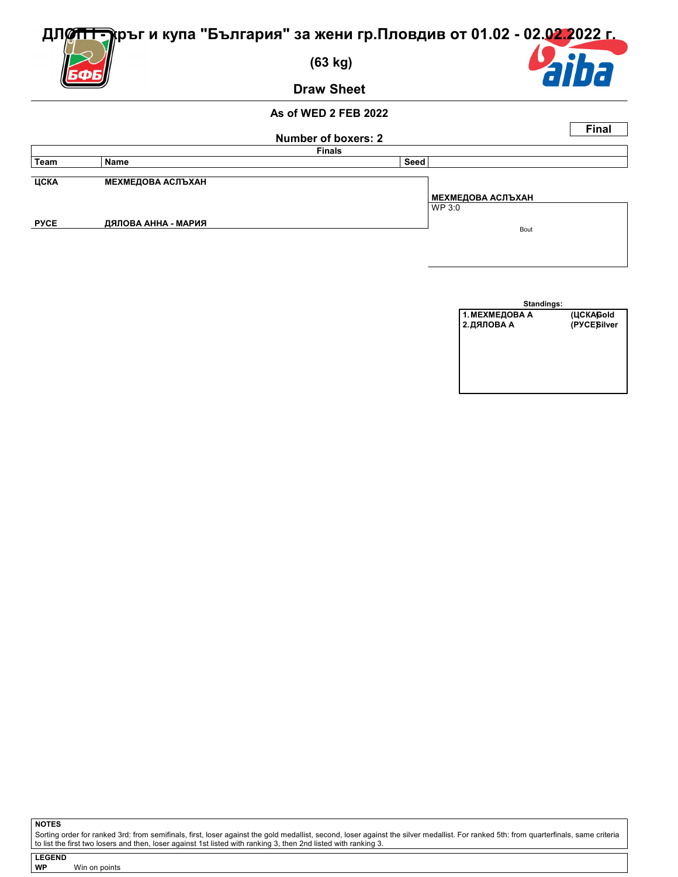# ДЛОП I - кръг и купа "България" за жени гр.Пловдив от 01.02 - 02.02.2022 г.

## (63 kg)

## Draw Sheet

**As of WED 2 FEB 2022**

**Final**

**Number of boxers: 2**

**Finals**

| Team | Name | Seed | |
|---|---|---|---|
| ЦСКА | МЕХМЕДОВА АСЛЪХАН | | |
| | | | МЕХМЕДОВА АСЛЪХАН |
| | | | WP 3:0 |
| РУСЕ | ДЯЛОВА АННА - МАРИЯ | | Bout |

**Standings:**

| | | |
|---|---|---|
| 1. МЕХМЕДОВА А | (ЦСКА) | Gold |
| 2. ДЯЛОВА А | (РУСЕ) | Silver |

**NOTES**

Sorting order for ranked 3rd: from semifinals, first, loser against the gold medallist, second, loser against the silver medallist. For ranked 5th: from quarterfinals, same criteria to list the first two losers and then, loser against 1st listed with ranking 3, then 2nd listed with ranking 3.

**LEGEND**

**WP** Win on points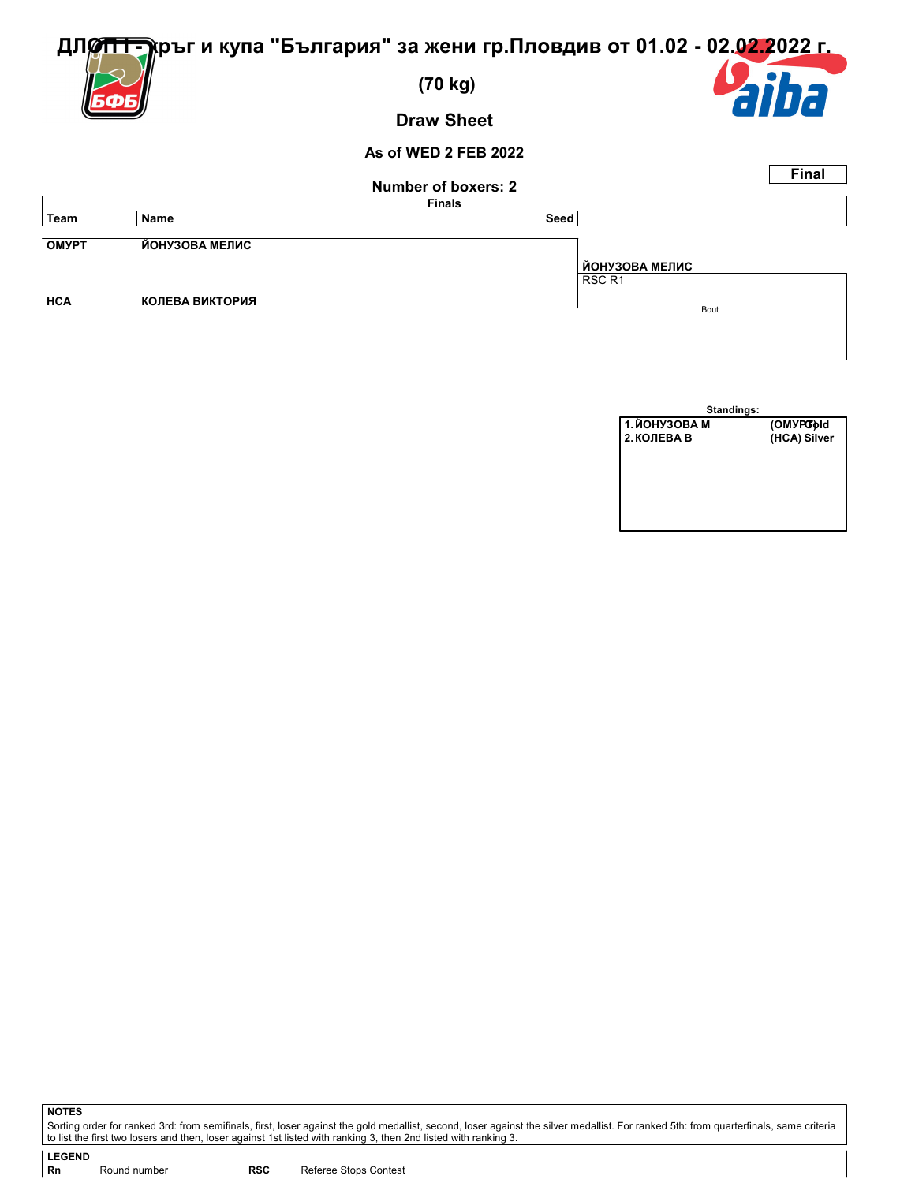# ДЛОП I - кръг и купа "България" за жени гр.Пловдив от 01.02 - 02.02.2022 г.

## (70 kg)

## Draw Sheet

**As of WED 2 FEB 2022**

**Final**

**Number of boxers: 2**

**Finals**

| Team | Name | Seed | |
|---|---|---|---|
| ОМУРТ | ЙОНУЗОВА МЕЛИС | | ЙОНУЗОВА МЕЛИС RSC R1 |
| НСА | КОЛЕВА ВИКТОРИЯ | | |

Bout

**Standings:**

| | | |
|---|---|---|
| 1. | ЙОНУЗОВА М | (ОМУРТ) Gold |
| 2. | КОЛЕВА В | (НСА) Silver |

**NOTES**

Sorting order for ranked 3rd: from semifinals, first, loser against the gold medallist, second, loser against the silver medallist. For ranked 5th: from quarterfinals, same criteria to list the first two losers and then, loser against 1st listed with ranking 3, then 2nd listed with ranking 3.

**LEGEND**

| | | | |
|---|---|---|---|
| **Rn** | Round number | **RSC** | Referee Stops Contest |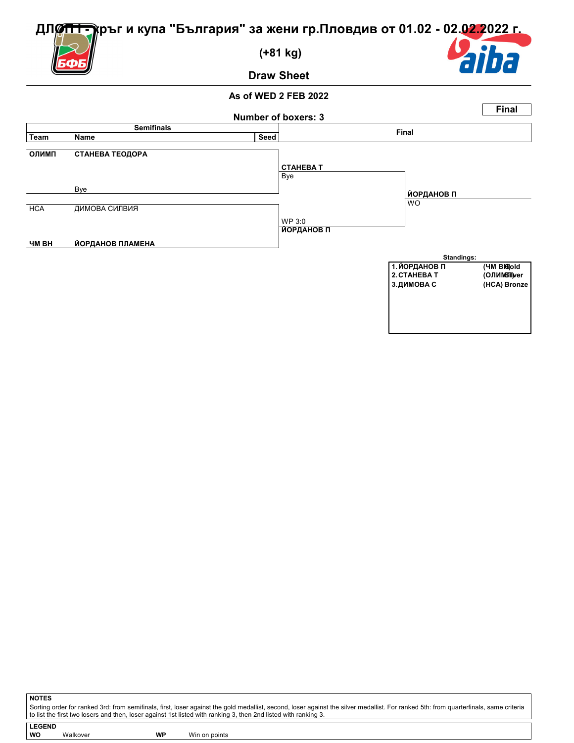# ДЛОП I - кръг и купа "България" за жени гр.Пловдив от 01.02 - 02.02.2022 г.

## (+81 kg)

## Draw Sheet

### As of WED 2 FEB 2022

**Final**

**Number of boxers: 3**

| Semifinals | | | Final | |
|---|---|---|---|---|
| **Team** | **Name** | **Seed** | | |
| **ОЛИМП** | **СТАНЕВА ТЕОДОРА** | | **СТАНЕВА Т** | |
| | | | Bye | |
| | Bye | | | **ЙОРДАНОВ П** |
| | | | | WO |
| НСА | ДИМОВА СИЛВИЯ | | WP 3:0 | |
| | | | **ЙОРДАНОВ П** | |
| **ЧМ ВН** | **ЙОРДАНОВ ПЛАМЕНА** | | | |

**Standings:**

| | | |
|---|---|---|
| 1. ЙОРДАНОВ П | (ЧМ ВН) | Gold |
| 2. СТАНЕВА Т | (ОЛИМП) | Silver |
| 3. ДИМОВА С | (НСА) | Bronze |

**NOTES**

Sorting order for ranked 3rd: from semifinals, first, loser against the gold medallist, second, loser against the silver medallist. For ranked 5th: from quarterfinals, same criteria to list the first two losers and then, loser against 1st listed with ranking 3, then 2nd listed with ranking 3.

**LEGEND**

| | | | |
|---|---|---|---|
| **WO** | Walkover | **WP** | Win on points |